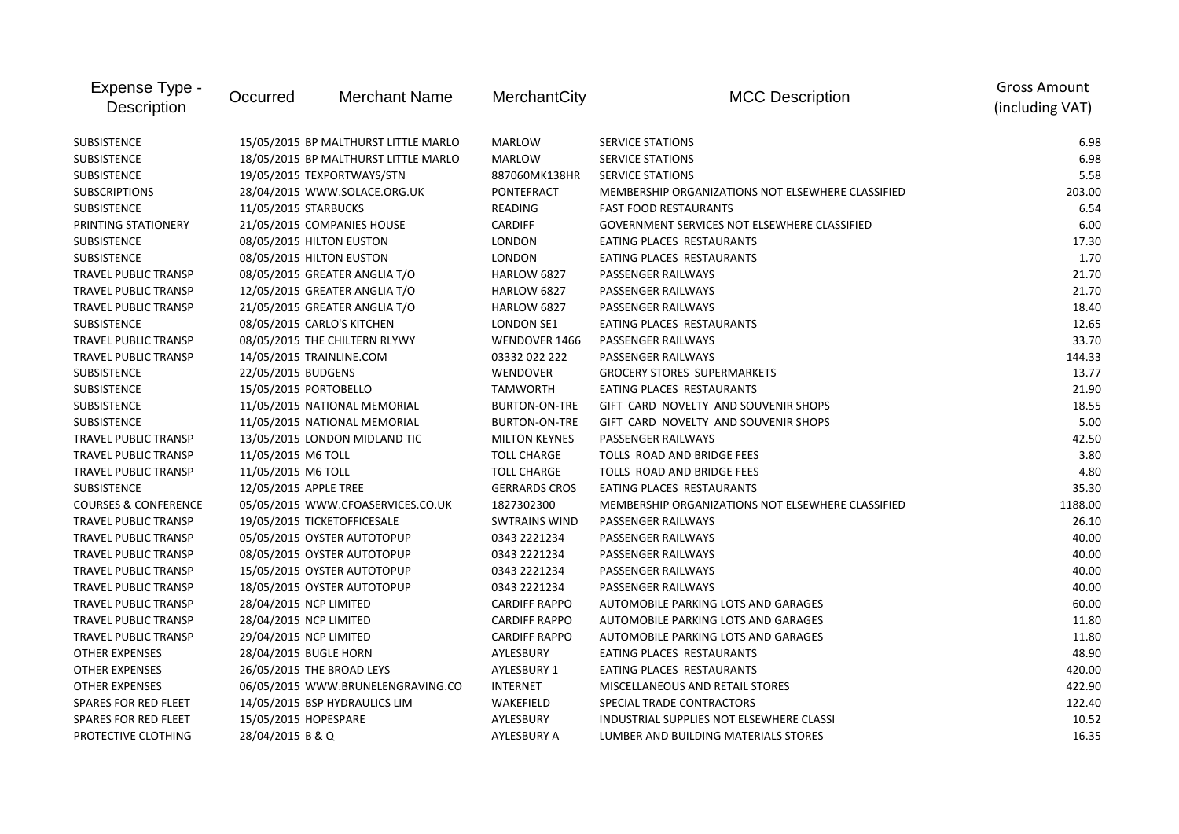| Expense Type - Description | Occurred | Merchant Name | MerchantCity | MCC Description | Gross Amount (including VAT) |
|---|---|---|---|---|---|
| SUBSISTENCE | 15/05/2015 | BP MALTHURST LITTLE MARLO | MARLOW | SERVICE STATIONS | 6.98 |
| SUBSISTENCE | 18/05/2015 | BP MALTHURST LITTLE MARLO | MARLOW | SERVICE STATIONS | 6.98 |
| SUBSISTENCE | 19/05/2015 | TEXPORTWAYS/STN | 887060MK138HR | SERVICE STATIONS | 5.58 |
| SUBSCRIPTIONS | 28/04/2015 | WWW.SOLACE.ORG.UK | PONTEFRACT | MEMBERSHIP ORGANIZATIONS NOT ELSEWHERE CLASSIFIED | 203.00 |
| SUBSISTENCE | 11/05/2015 | STARBUCKS | READING | FAST FOOD RESTAURANTS | 6.54 |
| PRINTING STATIONERY | 21/05/2015 | COMPANIES HOUSE | CARDIFF | GOVERNMENT SERVICES NOT ELSEWHERE CLASSIFIED | 6.00 |
| SUBSISTENCE | 08/05/2015 | HILTON EUSTON | LONDON | EATING PLACES RESTAURANTS | 17.30 |
| SUBSISTENCE | 08/05/2015 | HILTON EUSTON | LONDON | EATING PLACES RESTAURANTS | 1.70 |
| TRAVEL PUBLIC TRANSP | 08/05/2015 | GREATER ANGLIA T/O | HARLOW 6827 | PASSENGER RAILWAYS | 21.70 |
| TRAVEL PUBLIC TRANSP | 12/05/2015 | GREATER ANGLIA T/O | HARLOW 6827 | PASSENGER RAILWAYS | 21.70 |
| TRAVEL PUBLIC TRANSP | 21/05/2015 | GREATER ANGLIA T/O | HARLOW 6827 | PASSENGER RAILWAYS | 18.40 |
| SUBSISTENCE | 08/05/2015 | CARLO'S KITCHEN | LONDON SE1 | EATING PLACES RESTAURANTS | 12.65 |
| TRAVEL PUBLIC TRANSP | 08/05/2015 | THE CHILTERN RLYWY | WENDOVER 1466 | PASSENGER RAILWAYS | 33.70 |
| TRAVEL PUBLIC TRANSP | 14/05/2015 | TRAINLINE.COM | 03332 022 222 | PASSENGER RAILWAYS | 144.33 |
| SUBSISTENCE | 22/05/2015 | BUDGENS | WENDOVER | GROCERY STORES SUPERMARKETS | 13.77 |
| SUBSISTENCE | 15/05/2015 | PORTOBELLO | TAMWORTH | EATING PLACES RESTAURANTS | 21.90 |
| SUBSISTENCE | 11/05/2015 | NATIONAL MEMORIAL | BURTON-ON-TRE | GIFT CARD NOVELTY AND SOUVENIR SHOPS | 18.55 |
| SUBSISTENCE | 11/05/2015 | NATIONAL MEMORIAL | BURTON-ON-TRE | GIFT CARD NOVELTY AND SOUVENIR SHOPS | 5.00 |
| TRAVEL PUBLIC TRANSP | 13/05/2015 | LONDON MIDLAND TIC | MILTON KEYNES | PASSENGER RAILWAYS | 42.50 |
| TRAVEL PUBLIC TRANSP | 11/05/2015 | M6 TOLL | TOLL CHARGE | TOLLS ROAD AND BRIDGE FEES | 3.80 |
| TRAVEL PUBLIC TRANSP | 11/05/2015 | M6 TOLL | TOLL CHARGE | TOLLS ROAD AND BRIDGE FEES | 4.80 |
| SUBSISTENCE | 12/05/2015 | APPLE TREE | GERRARDS CROS | EATING PLACES RESTAURANTS | 35.30 |
| COURSES & CONFERENCE | 05/05/2015 | WWW.CFOASERVICES.CO.UK | 1827302300 | MEMBERSHIP ORGANIZATIONS NOT ELSEWHERE CLASSIFIED | 1188.00 |
| TRAVEL PUBLIC TRANSP | 19/05/2015 | TICKETOFFICESALE | SWTRAINS WIND | PASSENGER RAILWAYS | 26.10 |
| TRAVEL PUBLIC TRANSP | 05/05/2015 | OYSTER AUTOTOPUP | 0343 2221234 | PASSENGER RAILWAYS | 40.00 |
| TRAVEL PUBLIC TRANSP | 08/05/2015 | OYSTER AUTOTOPUP | 0343 2221234 | PASSENGER RAILWAYS | 40.00 |
| TRAVEL PUBLIC TRANSP | 15/05/2015 | OYSTER AUTOTOPUP | 0343 2221234 | PASSENGER RAILWAYS | 40.00 |
| TRAVEL PUBLIC TRANSP | 18/05/2015 | OYSTER AUTOTOPUP | 0343 2221234 | PASSENGER RAILWAYS | 40.00 |
| TRAVEL PUBLIC TRANSP | 28/04/2015 | NCP LIMITED | CARDIFF RAPPO | AUTOMOBILE PARKING LOTS AND GARAGES | 60.00 |
| TRAVEL PUBLIC TRANSP | 28/04/2015 | NCP LIMITED | CARDIFF RAPPO | AUTOMOBILE PARKING LOTS AND GARAGES | 11.80 |
| TRAVEL PUBLIC TRANSP | 29/04/2015 | NCP LIMITED | CARDIFF RAPPO | AUTOMOBILE PARKING LOTS AND GARAGES | 11.80 |
| OTHER EXPENSES | 28/04/2015 | BUGLE HORN | AYLESBURY | EATING PLACES RESTAURANTS | 48.90 |
| OTHER EXPENSES | 26/05/2015 | THE BROAD LEYS | AYLESBURY 1 | EATING PLACES RESTAURANTS | 420.00 |
| OTHER EXPENSES | 06/05/2015 | WWW.BRUNELENGRAVING.CO | INTERNET | MISCELLANEOUS AND RETAIL STORES | 422.90 |
| SPARES FOR RED FLEET | 14/05/2015 | BSP HYDRAULICS LIM | WAKEFIELD | SPECIAL TRADE CONTRACTORS | 122.40 |
| SPARES FOR RED FLEET | 15/05/2015 | HOPESPARE | AYLESBURY | INDUSTRIAL SUPPLIES NOT ELSEWHERE CLASSI | 10.52 |
| PROTECTIVE CLOTHING | 28/04/2015 | B & Q | AYLESBURY A | LUMBER AND BUILDING MATERIALS STORES | 16.35 |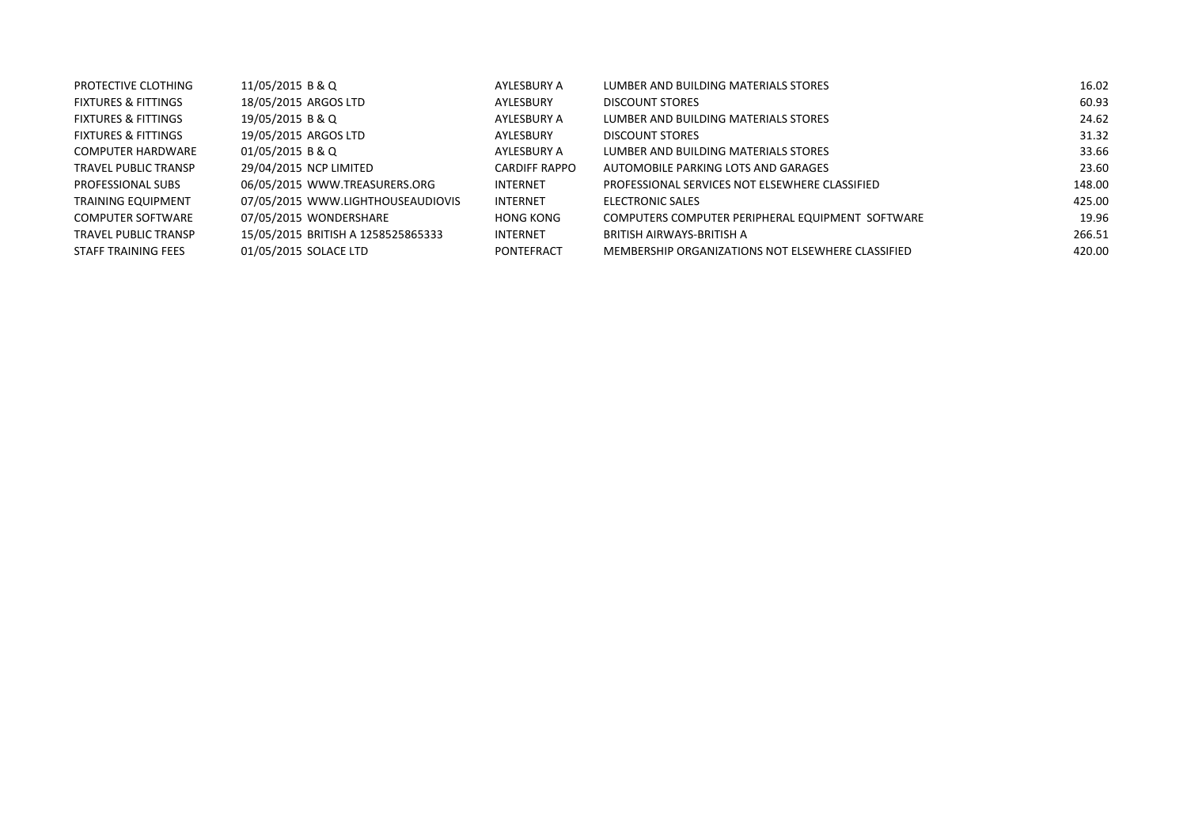| | | | | | |
|---|---|---|---|---|---|
| PROTECTIVE CLOTHING | 11/05/2015 | B & Q | AYLESBURY A | LUMBER AND BUILDING MATERIALS STORES | 16.02 |
| FIXTURES & FITTINGS | 18/05/2015 | ARGOS LTD | AYLESBURY | DISCOUNT STORES | 60.93 |
| FIXTURES & FITTINGS | 19/05/2015 | B & Q | AYLESBURY A | LUMBER AND BUILDING MATERIALS STORES | 24.62 |
| FIXTURES & FITTINGS | 19/05/2015 | ARGOS LTD | AYLESBURY | DISCOUNT STORES | 31.32 |
| COMPUTER HARDWARE | 01/05/2015 | B & Q | AYLESBURY A | LUMBER AND BUILDING MATERIALS STORES | 33.66 |
| TRAVEL PUBLIC TRANSP | 29/04/2015 | NCP LIMITED | CARDIFF RAPPO | AUTOMOBILE PARKING LOTS AND GARAGES | 23.60 |
| PROFESSIONAL SUBS | 06/05/2015 | WWW.TREASURERS.ORG | INTERNET | PROFESSIONAL SERVICES NOT ELSEWHERE CLASSIFIED | 148.00 |
| TRAINING EQUIPMENT | 07/05/2015 | WWW.LIGHTHOUSEAUDIOVIS | INTERNET | ELECTRONIC SALES | 425.00 |
| COMPUTER SOFTWARE | 07/05/2015 | WONDERSHARE | HONG KONG | COMPUTERS COMPUTER PERIPHERAL EQUIPMENT SOFTWARE | 19.96 |
| TRAVEL PUBLIC TRANSP | 15/05/2015 | BRITISH A 1258525865333 | INTERNET | BRITISH AIRWAYS-BRITISH A | 266.51 |
| STAFF TRAINING FEES | 01/05/2015 | SOLACE LTD | PONTEFRACT | MEMBERSHIP ORGANIZATIONS NOT ELSEWHERE CLASSIFIED | 420.00 |